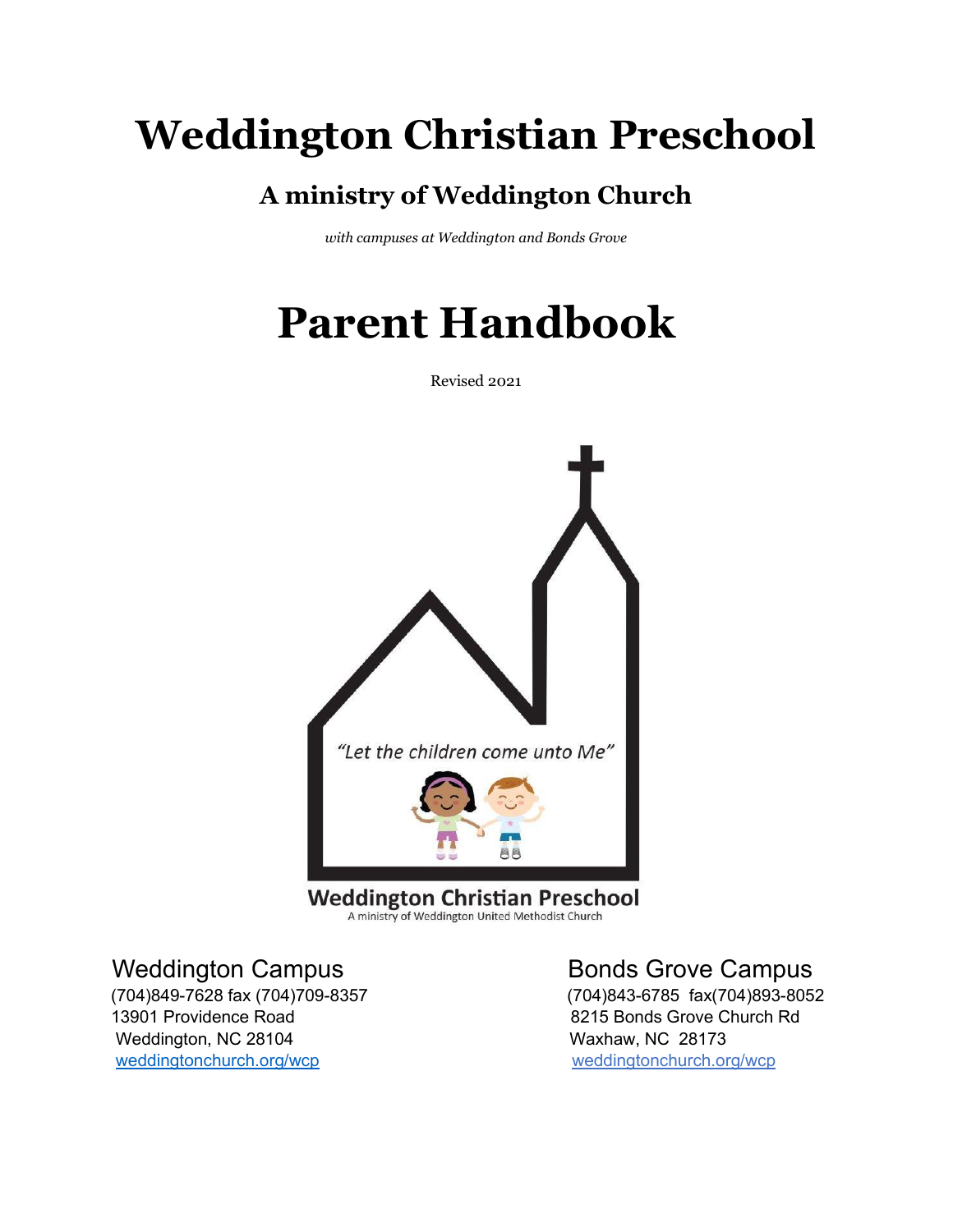# Weddington Christian Preschool

## A ministry of Weddington Church

*with campuses at Weddington and Bonds Grove*

# Parent Handbook

Revised 2021

"Let the children come unto Me"

**Weddington Christian Preschool**
A ministry of Weddington United Methodist Church

**Weddington Campus**
(704)849-7628 fax (704)709-8357
13901 Providence Road
Weddington, NC 28104
weddingtonchurch.org/wcp

**Bonds Grove Campus**
(704)843-6785 fax(704)893-8052
8215 Bonds Grove Church Rd
Waxhaw, NC 28173
weddingtonchurch.org/wcp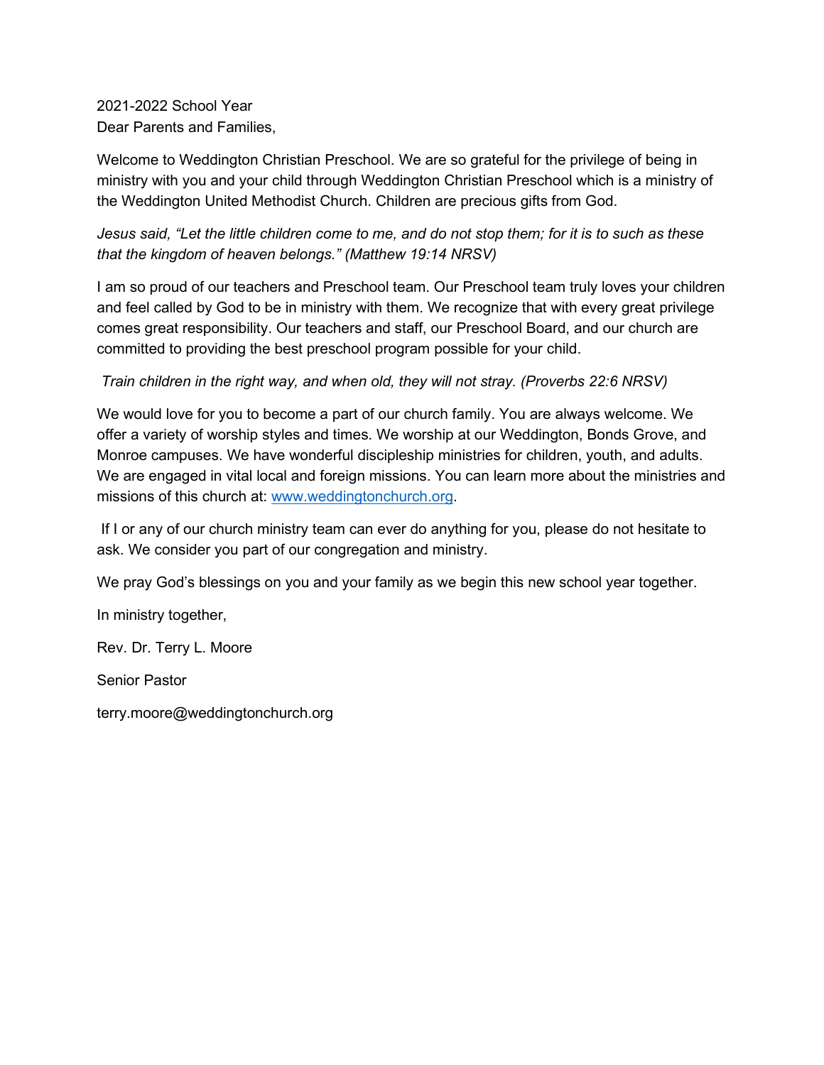2021-2022 School Year
Dear Parents and Families,

Welcome to Weddington Christian Preschool. We are so grateful for the privilege of being in ministry with you and your child through Weddington Christian Preschool which is a ministry of the Weddington United Methodist Church. Children are precious gifts from God.

*Jesus said, "Let the little children come to me, and do not stop them; for it is to such as these that the kingdom of heaven belongs." (Matthew 19:14 NRSV)*

I am so proud of our teachers and Preschool team. Our Preschool team truly loves your children and feel called by God to be in ministry with them. We recognize that with every great privilege comes great responsibility. Our teachers and staff, our Preschool Board, and our church are committed to providing the best preschool program possible for your child.

*Train children in the right way, and when old, they will not stray. (Proverbs 22:6 NRSV)*

We would love for you to become a part of our church family. You are always welcome. We offer a variety of worship styles and times. We worship at our Weddington, Bonds Grove, and Monroe campuses. We have wonderful discipleship ministries for children, youth, and adults. We are engaged in vital local and foreign missions. You can learn more about the ministries and missions of this church at: [www.weddingtonchurch.org](http://www.weddingtonchurch.org).

If I or any of our church ministry team can ever do anything for you, please do not hesitate to ask. We consider you part of our congregation and ministry.

We pray God's blessings on you and your family as we begin this new school year together.

In ministry together,

Rev. Dr. Terry L. Moore

Senior Pastor

terry.moore@weddingtonchurch.org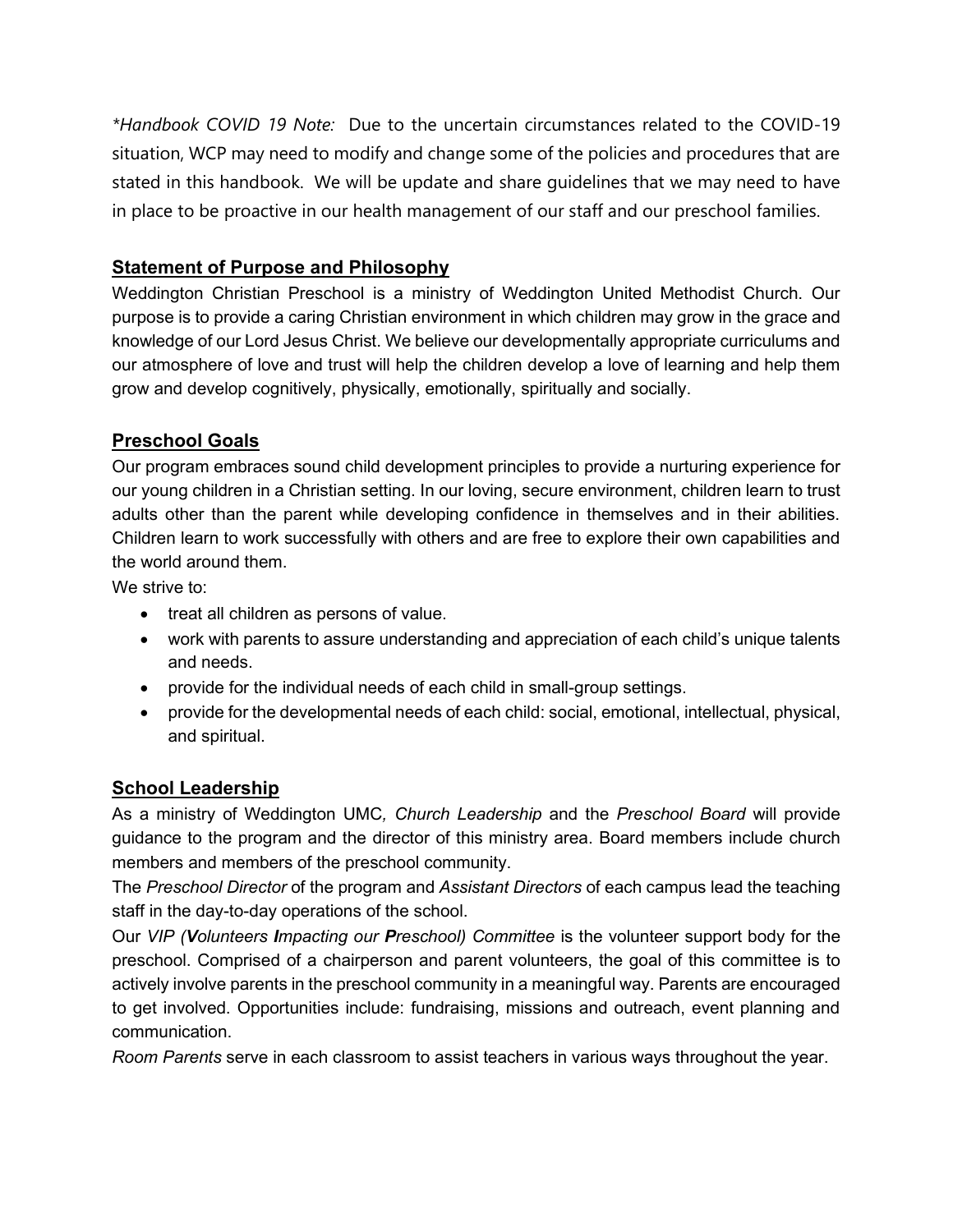*Handbook COVID 19 Note:* Due to the uncertain circumstances related to the COVID-19 situation, WCP may need to modify and change some of the policies and procedures that are stated in this handbook. We will be update and share guidelines that we may need to have in place to be proactive in our health management of our staff and our preschool families.

## Statement of Purpose and Philosophy

Weddington Christian Preschool is a ministry of Weddington United Methodist Church. Our purpose is to provide a caring Christian environment in which children may grow in the grace and knowledge of our Lord Jesus Christ. We believe our developmentally appropriate curriculums and our atmosphere of love and trust will help the children develop a love of learning and help them grow and develop cognitively, physically, emotionally, spiritually and socially.

## Preschool Goals

Our program embraces sound child development principles to provide a nurturing experience for our young children in a Christian setting. In our loving, secure environment, children learn to trust adults other than the parent while developing confidence in themselves and in their abilities. Children learn to work successfully with others and are free to explore their own capabilities and the world around them.

We strive to:

- treat all children as persons of value.
- work with parents to assure understanding and appreciation of each child's unique talents and needs.
- provide for the individual needs of each child in small-group settings.
- provide for the developmental needs of each child: social, emotional, intellectual, physical, and spiritual.

## School Leadership

As a ministry of Weddington UMC*, Church Leadership* and the *Preschool Board* will provide guidance to the program and the director of this ministry area. Board members include church members and members of the preschool community.

The *Preschool Director* of the program and *Assistant Directors* of each campus lead the teaching staff in the day-to-day operations of the school.

Our *VIP (**V**olunteers **I**mpacting our **P**reschool) Committee* is the volunteer support body for the preschool. Comprised of a chairperson and parent volunteers, the goal of this committee is to actively involve parents in the preschool community in a meaningful way. Parents are encouraged to get involved. Opportunities include: fundraising, missions and outreach, event planning and communication.

*Room Parents* serve in each classroom to assist teachers in various ways throughout the year.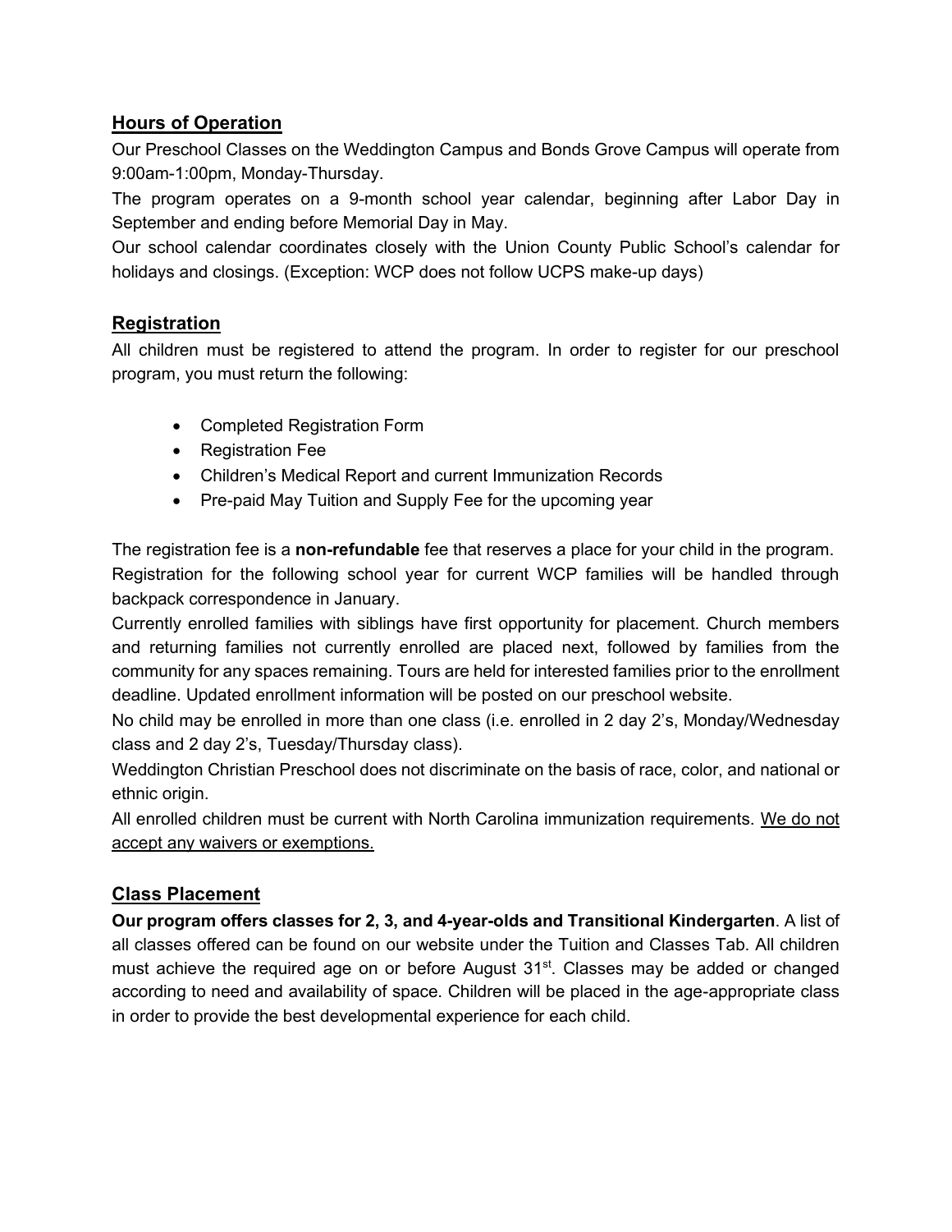## Hours of Operation

Our Preschool Classes on the Weddington Campus and Bonds Grove Campus will operate from 9:00am-1:00pm, Monday-Thursday.

The program operates on a 9-month school year calendar, beginning after Labor Day in September and ending before Memorial Day in May.

Our school calendar coordinates closely with the Union County Public School's calendar for holidays and closings. (Exception: WCP does not follow UCPS make-up days)

## Registration

All children must be registered to attend the program. In order to register for our preschool program, you must return the following:

- Completed Registration Form
- Registration Fee
- Children's Medical Report and current Immunization Records
- Pre-paid May Tuition and Supply Fee for the upcoming year

The registration fee is a **non-refundable** fee that reserves a place for your child in the program.

Registration for the following school year for current WCP families will be handled through backpack correspondence in January.

Currently enrolled families with siblings have first opportunity for placement. Church members and returning families not currently enrolled are placed next, followed by families from the community for any spaces remaining. Tours are held for interested families prior to the enrollment deadline. Updated enrollment information will be posted on our preschool website.

No child may be enrolled in more than one class (i.e. enrolled in 2 day 2's, Monday/Wednesday class and 2 day 2's, Tuesday/Thursday class).

Weddington Christian Preschool does not discriminate on the basis of race, color, and national or ethnic origin.

All enrolled children must be current with North Carolina immunization requirements. <u>We do not accept any waivers or exemptions.</u>

## Class Placement

**Our program offers classes for 2, 3, and 4-year-olds and Transitional Kindergarten**. A list of all classes offered can be found on our website under the Tuition and Classes Tab. All children must achieve the required age on or before August 31st. Classes may be added or changed according to need and availability of space. Children will be placed in the age-appropriate class in order to provide the best developmental experience for each child.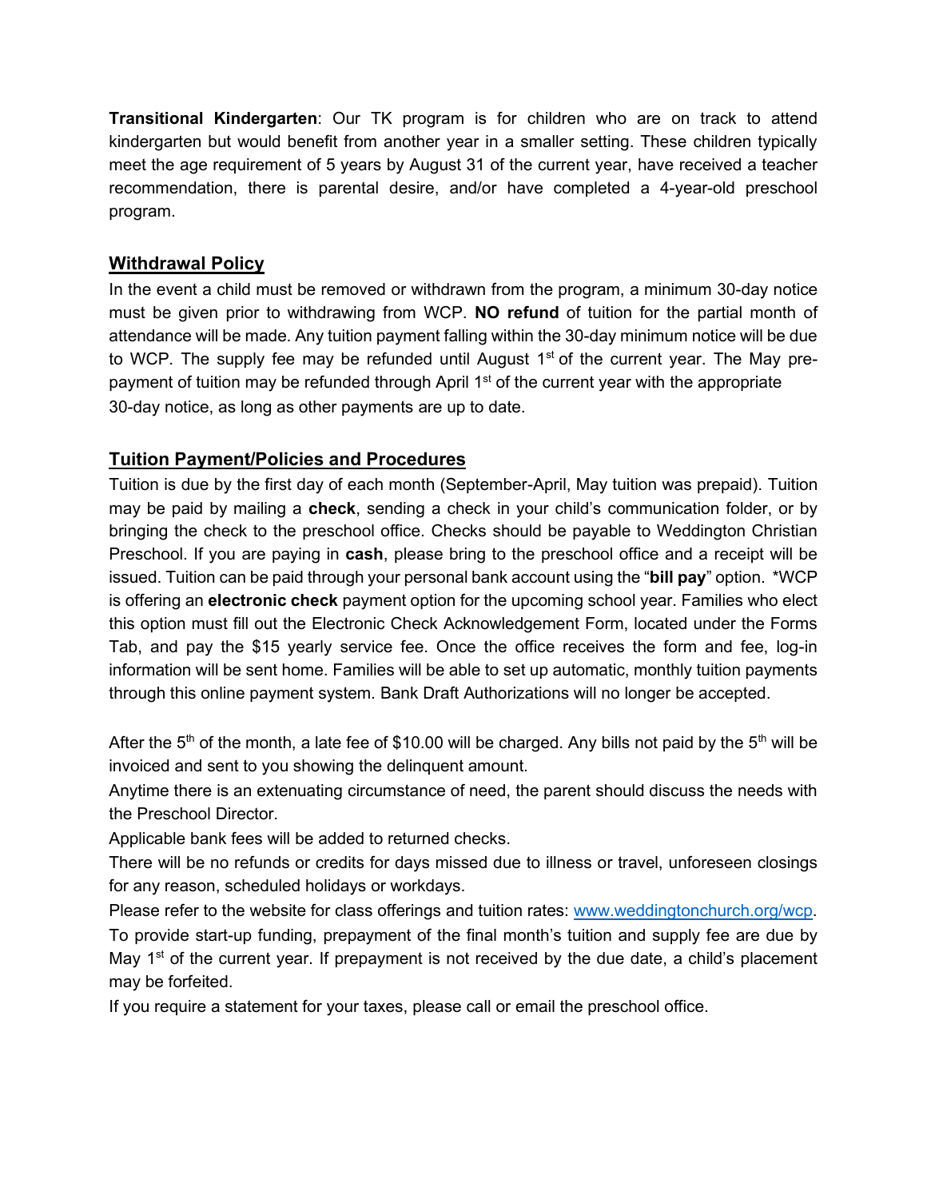**Transitional Kindergarten**: Our TK program is for children who are on track to attend kindergarten but would benefit from another year in a smaller setting. These children typically meet the age requirement of 5 years by August 31 of the current year, have received a teacher recommendation, there is parental desire, and/or have completed a 4-year-old preschool program.

## Withdrawal Policy

In the event a child must be removed or withdrawn from the program, a minimum 30-day notice must be given prior to withdrawing from WCP. **NO refund** of tuition for the partial month of attendance will be made. Any tuition payment falling within the 30-day minimum notice will be due to WCP. The supply fee may be refunded until August 1st of the current year. The May pre-payment of tuition may be refunded through April 1st of the current year with the appropriate 30-day notice, as long as other payments are up to date.

## Tuition Payment/Policies and Procedures

Tuition is due by the first day of each month (September-April, May tuition was prepaid). Tuition may be paid by mailing a **check**, sending a check in your child's communication folder, or by bringing the check to the preschool office. Checks should be payable to Weddington Christian Preschool. If you are paying in **cash**, please bring to the preschool office and a receipt will be issued. Tuition can be paid through your personal bank account using the "**bill pay**" option. *WCP is offering an **electronic check** payment option for the upcoming school year. Families who elect this option must fill out the Electronic Check Acknowledgement Form, located under the Forms Tab, and pay the $15 yearly service fee. Once the office receives the form and fee, log-in information will be sent home. Families will be able to set up automatic, monthly tuition payments through this online payment system. Bank Draft Authorizations will no longer be accepted.

After the 5th of the month, a late fee of $10.00 will be charged. Any bills not paid by the 5th will be invoiced and sent to you showing the delinquent amount.

Anytime there is an extenuating circumstance of need, the parent should discuss the needs with the Preschool Director.

Applicable bank fees will be added to returned checks.

There will be no refunds or credits for days missed due to illness or travel, unforeseen closings for any reason, scheduled holidays or workdays.

Please refer to the website for class offerings and tuition rates: www.weddingtonchurch.org/wcp.

To provide start-up funding, prepayment of the final month's tuition and supply fee are due by May 1st of the current year. If prepayment is not received by the due date, a child's placement may be forfeited.

If you require a statement for your taxes, please call or email the preschool office.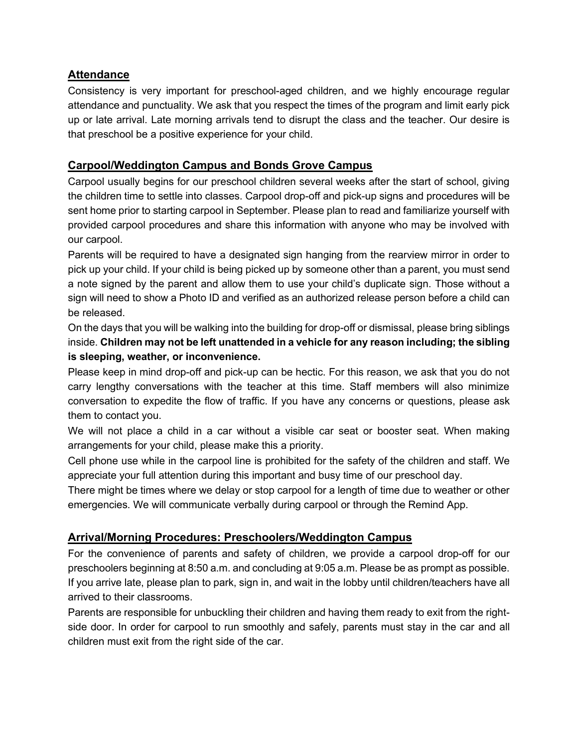## Attendance

Consistency is very important for preschool-aged children, and we highly encourage regular attendance and punctuality. We ask that you respect the times of the program and limit early pick up or late arrival. Late morning arrivals tend to disrupt the class and the teacher. Our desire is that preschool be a positive experience for your child.

## Carpool/Weddington Campus and Bonds Grove Campus

Carpool usually begins for our preschool children several weeks after the start of school, giving the children time to settle into classes. Carpool drop-off and pick-up signs and procedures will be sent home prior to starting carpool in September. Please plan to read and familiarize yourself with provided carpool procedures and share this information with anyone who may be involved with our carpool.

Parents will be required to have a designated sign hanging from the rearview mirror in order to pick up your child. If your child is being picked up by someone other than a parent, you must send a note signed by the parent and allow them to use your child's duplicate sign. Those without a sign will need to show a Photo ID and verified as an authorized release person before a child can be released.

On the days that you will be walking into the building for drop-off or dismissal, please bring siblings inside. **Children may not be left unattended in a vehicle for any reason including; the sibling is sleeping, weather, or inconvenience.**

Please keep in mind drop-off and pick-up can be hectic. For this reason, we ask that you do not carry lengthy conversations with the teacher at this time. Staff members will also minimize conversation to expedite the flow of traffic. If you have any concerns or questions, please ask them to contact you.

We will not place a child in a car without a visible car seat or booster seat. When making arrangements for your child, please make this a priority.

Cell phone use while in the carpool line is prohibited for the safety of the children and staff. We appreciate your full attention during this important and busy time of our preschool day.

There might be times where we delay or stop carpool for a length of time due to weather or other emergencies. We will communicate verbally during carpool or through the Remind App.

## Arrival/Morning Procedures: Preschoolers/Weddington Campus

For the convenience of parents and safety of children, we provide a carpool drop-off for our preschoolers beginning at 8:50 a.m. and concluding at 9:05 a.m. Please be as prompt as possible. If you arrive late, please plan to park, sign in, and wait in the lobby until children/teachers have all arrived to their classrooms.

Parents are responsible for unbuckling their children and having them ready to exit from the right-side door. In order for carpool to run smoothly and safely, parents must stay in the car and all children must exit from the right side of the car.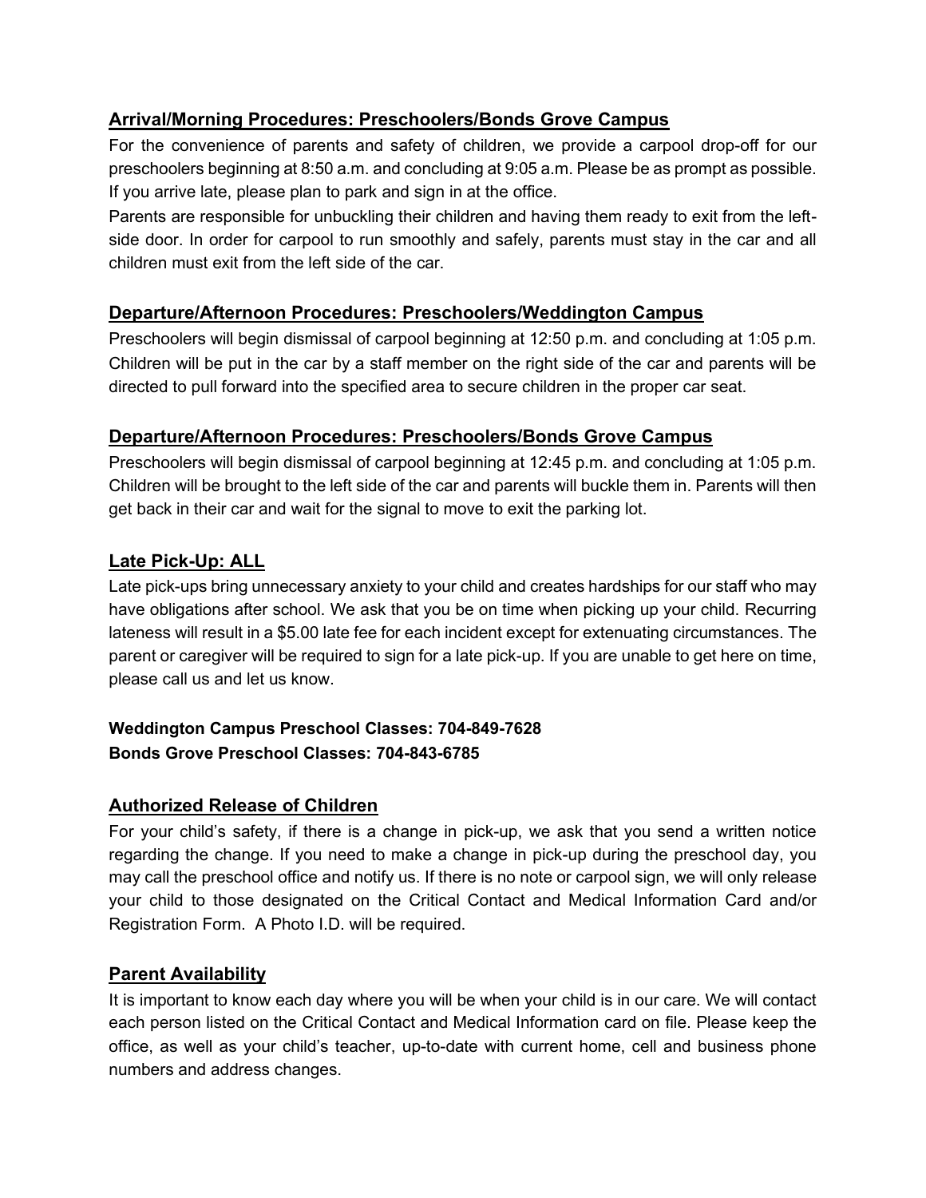## Arrival/Morning Procedures: Preschoolers/Bonds Grove Campus

For the convenience of parents and safety of children, we provide a carpool drop-off for our preschoolers beginning at 8:50 a.m. and concluding at 9:05 a.m. Please be as prompt as possible. If you arrive late, please plan to park and sign in at the office.

Parents are responsible for unbuckling their children and having them ready to exit from the left-side door. In order for carpool to run smoothly and safely, parents must stay in the car and all children must exit from the left side of the car.

## Departure/Afternoon Procedures: Preschoolers/Weddington Campus

Preschoolers will begin dismissal of carpool beginning at 12:50 p.m. and concluding at 1:05 p.m. Children will be put in the car by a staff member on the right side of the car and parents will be directed to pull forward into the specified area to secure children in the proper car seat.

## Departure/Afternoon Procedures: Preschoolers/Bonds Grove Campus

Preschoolers will begin dismissal of carpool beginning at 12:45 p.m. and concluding at 1:05 p.m. Children will be brought to the left side of the car and parents will buckle them in. Parents will then get back in their car and wait for the signal to move to exit the parking lot.

## Late Pick-Up: ALL

Late pick-ups bring unnecessary anxiety to your child and creates hardships for our staff who may have obligations after school. We ask that you be on time when picking up your child. Recurring lateness will result in a $5.00 late fee for each incident except for extenuating circumstances. The parent or caregiver will be required to sign for a late pick-up. If you are unable to get here on time, please call us and let us know.

**Weddington Campus Preschool Classes: 704-849-7628**
**Bonds Grove Preschool Classes: 704-843-6785**

## Authorized Release of Children

For your child's safety, if there is a change in pick-up, we ask that you send a written notice regarding the change. If you need to make a change in pick-up during the preschool day, you may call the preschool office and notify us. If there is no note or carpool sign, we will only release your child to those designated on the Critical Contact and Medical Information Card and/or Registration Form. A Photo I.D. will be required.

## Parent Availability

It is important to know each day where you will be when your child is in our care. We will contact each person listed on the Critical Contact and Medical Information card on file. Please keep the office, as well as your child's teacher, up-to-date with current home, cell and business phone numbers and address changes.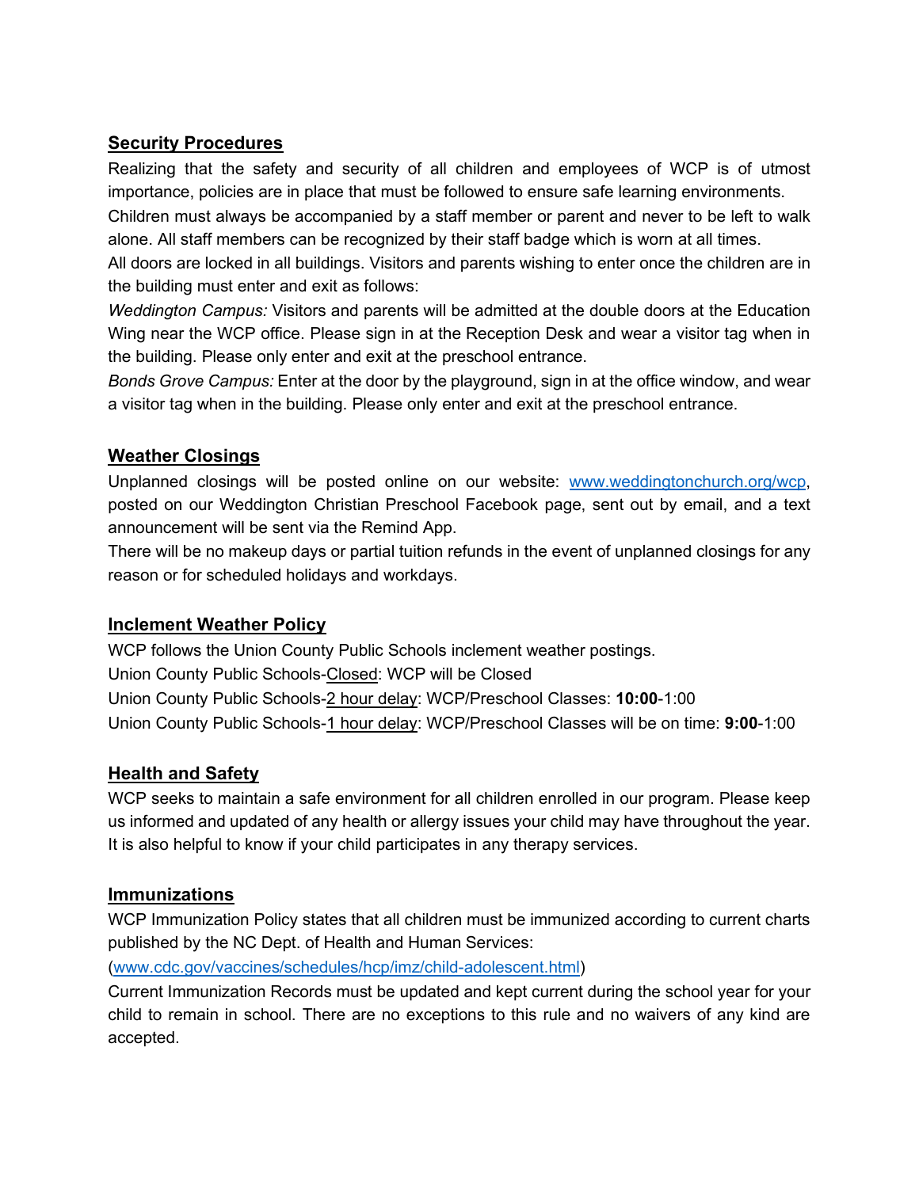## Security Procedures

Realizing that the safety and security of all children and employees of WCP is of utmost importance, policies are in place that must be followed to ensure safe learning environments.

Children must always be accompanied by a staff member or parent and never to be left to walk alone. All staff members can be recognized by their staff badge which is worn at all times.

All doors are locked in all buildings. Visitors and parents wishing to enter once the children are in the building must enter and exit as follows:

*Weddington Campus:* Visitors and parents will be admitted at the double doors at the Education Wing near the WCP office. Please sign in at the Reception Desk and wear a visitor tag when in the building. Please only enter and exit at the preschool entrance.

*Bonds Grove Campus:* Enter at the door by the playground, sign in at the office window, and wear a visitor tag when in the building. Please only enter and exit at the preschool entrance.

## Weather Closings

Unplanned closings will be posted online on our website: www.weddingtonchurch.org/wcp, posted on our Weddington Christian Preschool Facebook page, sent out by email, and a text announcement will be sent via the Remind App.

There will be no makeup days or partial tuition refunds in the event of unplanned closings for any reason or for scheduled holidays and workdays.

## Inclement Weather Policy

WCP follows the Union County Public Schools inclement weather postings.

Union County Public Schools-Closed: WCP will be Closed

Union County Public Schools-2 hour delay: WCP/Preschool Classes: **10:00**-1:00

Union County Public Schools-1 hour delay: WCP/Preschool Classes will be on time: **9:00**-1:00

## Health and Safety

WCP seeks to maintain a safe environment for all children enrolled in our program. Please keep us informed and updated of any health or allergy issues your child may have throughout the year. It is also helpful to know if your child participates in any therapy services.

## Immunizations

WCP Immunization Policy states that all children must be immunized according to current charts published by the NC Dept. of Health and Human Services:

(www.cdc.gov/vaccines/schedules/hcp/imz/child-adolescent.html)

Current Immunization Records must be updated and kept current during the school year for your child to remain in school. There are no exceptions to this rule and no waivers of any kind are accepted.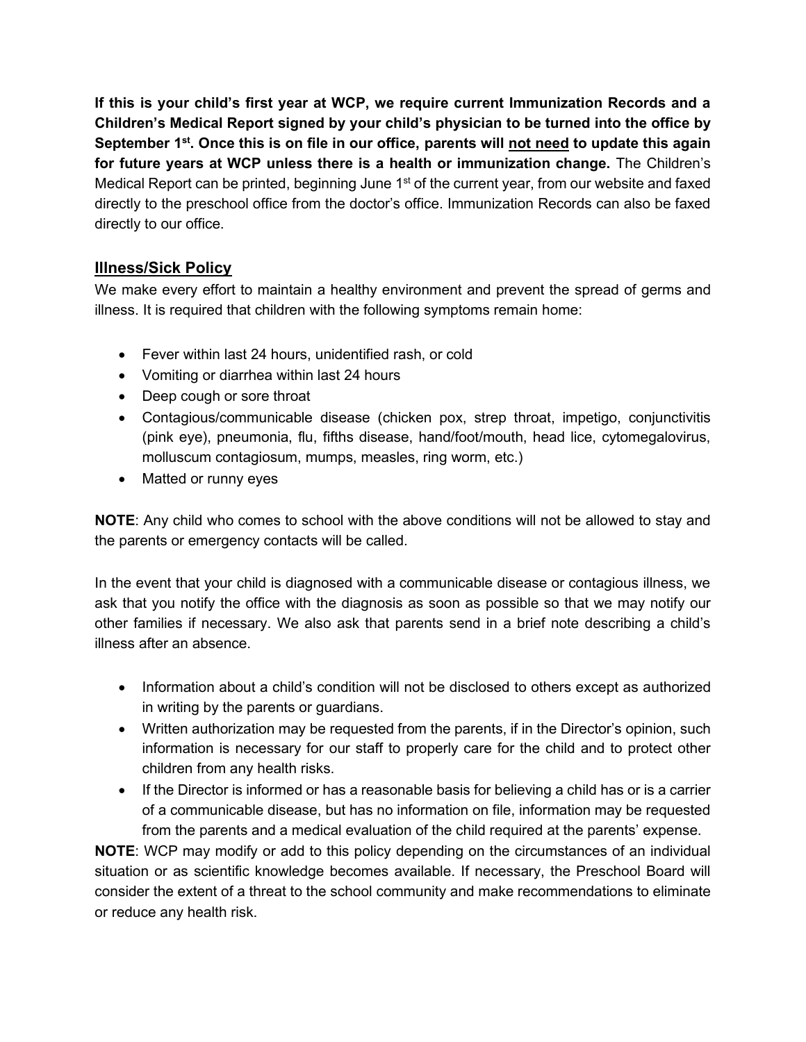**If this is your child's first year at WCP, we require current Immunization Records and a Children's Medical Report signed by your child's physician to be turned into the office by September 1st. Once this is on file in our office, parents will <u>not need</u> to update this again for future years at WCP unless there is a health or immunization change.** The Children's Medical Report can be printed, beginning June 1st of the current year, from our website and faxed directly to the preschool office from the doctor's office. Immunization Records can also be faxed directly to our office.

## <u>Illness/Sick Policy</u>

We make every effort to maintain a healthy environment and prevent the spread of germs and illness. It is required that children with the following symptoms remain home:

- Fever within last 24 hours, unidentified rash, or cold
- Vomiting or diarrhea within last 24 hours
- Deep cough or sore throat
- Contagious/communicable disease (chicken pox, strep throat, impetigo, conjunctivitis (pink eye), pneumonia, flu, fifths disease, hand/foot/mouth, head lice, cytomegalovirus, molluscum contagiosum, mumps, measles, ring worm, etc.)
- Matted or runny eyes

**NOTE**: Any child who comes to school with the above conditions will not be allowed to stay and the parents or emergency contacts will be called.

In the event that your child is diagnosed with a communicable disease or contagious illness, we ask that you notify the office with the diagnosis as soon as possible so that we may notify our other families if necessary. We also ask that parents send in a brief note describing a child's illness after an absence.

- Information about a child's condition will not be disclosed to others except as authorized in writing by the parents or guardians.
- Written authorization may be requested from the parents, if in the Director's opinion, such information is necessary for our staff to properly care for the child and to protect other children from any health risks.
- If the Director is informed or has a reasonable basis for believing a child has or is a carrier of a communicable disease, but has no information on file, information may be requested from the parents and a medical evaluation of the child required at the parents' expense.

**NOTE**: WCP may modify or add to this policy depending on the circumstances of an individual situation or as scientific knowledge becomes available. If necessary, the Preschool Board will consider the extent of a threat to the school community and make recommendations to eliminate or reduce any health risk.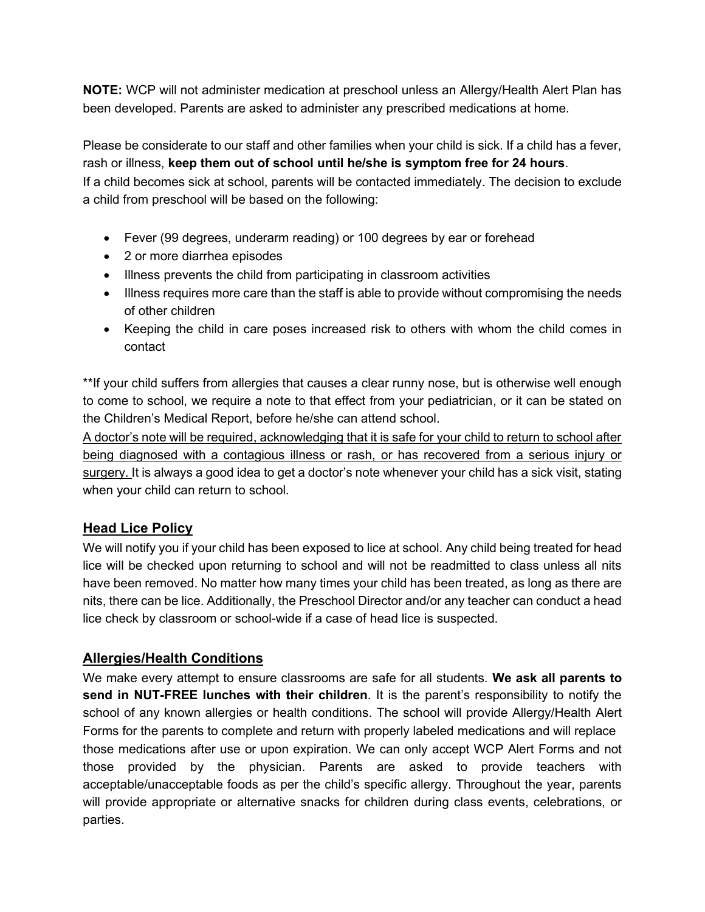**NOTE:** WCP will not administer medication at preschool unless an Allergy/Health Alert Plan has been developed. Parents are asked to administer any prescribed medications at home.

Please be considerate to our staff and other families when your child is sick. If a child has a fever, rash or illness, **keep them out of school until he/she is symptom free for 24 hours**.
If a child becomes sick at school, parents will be contacted immediately. The decision to exclude a child from preschool will be based on the following:

- Fever (99 degrees, underarm reading) or 100 degrees by ear or forehead
- 2 or more diarrhea episodes
- Illness prevents the child from participating in classroom activities
- Illness requires more care than the staff is able to provide without compromising the needs of other children
- Keeping the child in care poses increased risk to others with whom the child comes in contact

**If your child suffers from allergies that causes a clear runny nose, but is otherwise well enough to come to school, we require a note to that effect from your pediatrician, or it can be stated on the Children's Medical Report, before he/she can attend school.
<u>A doctor's note will be required, acknowledging that it is safe for your child to return to school after being diagnosed with a contagious illness or rash, or has recovered from a serious injury or surgery.</u> It is always a good idea to get a doctor's note whenever your child has a sick visit, stating when your child can return to school.

## <u>Head Lice Policy</u>

We will notify you if your child has been exposed to lice at school. Any child being treated for head lice will be checked upon returning to school and will not be readmitted to class unless all nits have been removed. No matter how many times your child has been treated, as long as there are nits, there can be lice. Additionally, the Preschool Director and/or any teacher can conduct a head lice check by classroom or school-wide if a case of head lice is suspected.

## <u>Allergies/Health Conditions</u>

We make every attempt to ensure classrooms are safe for all students. **We ask all parents to send in NUT-FREE lunches with their children**. It is the parent's responsibility to notify the school of any known allergies or health conditions. The school will provide Allergy/Health Alert Forms for the parents to complete and return with properly labeled medications and will replace those medications after use or upon expiration. We can only accept WCP Alert Forms and not those provided by the physician. Parents are asked to provide teachers with acceptable/unacceptable foods as per the child's specific allergy. Throughout the year, parents will provide appropriate or alternative snacks for children during class events, celebrations, or parties.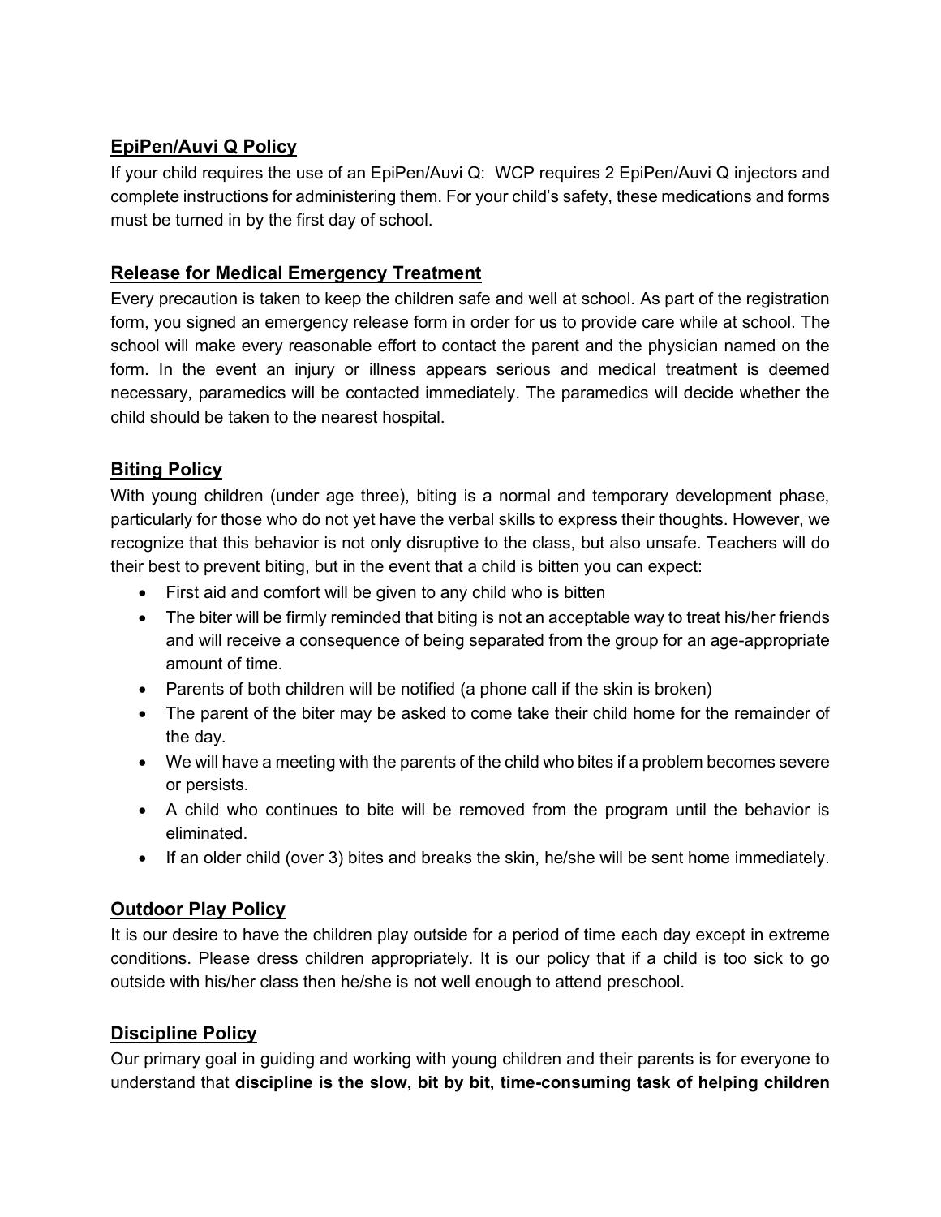## EpiPen/Auvi Q Policy

If your child requires the use of an EpiPen/Auvi Q: WCP requires 2 EpiPen/Auvi Q injectors and complete instructions for administering them. For your child's safety, these medications and forms must be turned in by the first day of school.

## Release for Medical Emergency Treatment

Every precaution is taken to keep the children safe and well at school. As part of the registration form, you signed an emergency release form in order for us to provide care while at school. The school will make every reasonable effort to contact the parent and the physician named on the form. In the event an injury or illness appears serious and medical treatment is deemed necessary, paramedics will be contacted immediately. The paramedics will decide whether the child should be taken to the nearest hospital.

## Biting Policy

With young children (under age three), biting is a normal and temporary development phase, particularly for those who do not yet have the verbal skills to express their thoughts. However, we recognize that this behavior is not only disruptive to the class, but also unsafe. Teachers will do their best to prevent biting, but in the event that a child is bitten you can expect:

- First aid and comfort will be given to any child who is bitten
- The biter will be firmly reminded that biting is not an acceptable way to treat his/her friends and will receive a consequence of being separated from the group for an age-appropriate amount of time.
- Parents of both children will be notified (a phone call if the skin is broken)
- The parent of the biter may be asked to come take their child home for the remainder of the day.
- We will have a meeting with the parents of the child who bites if a problem becomes severe or persists.
- A child who continues to bite will be removed from the program until the behavior is eliminated.
- If an older child (over 3) bites and breaks the skin, he/she will be sent home immediately.

## Outdoor Play Policy

It is our desire to have the children play outside for a period of time each day except in extreme conditions. Please dress children appropriately. It is our policy that if a child is too sick to go outside with his/her class then he/she is not well enough to attend preschool.

## Discipline Policy

Our primary goal in guiding and working with young children and their parents is for everyone to understand that **discipline is the slow, bit by bit, time-consuming task of helping children**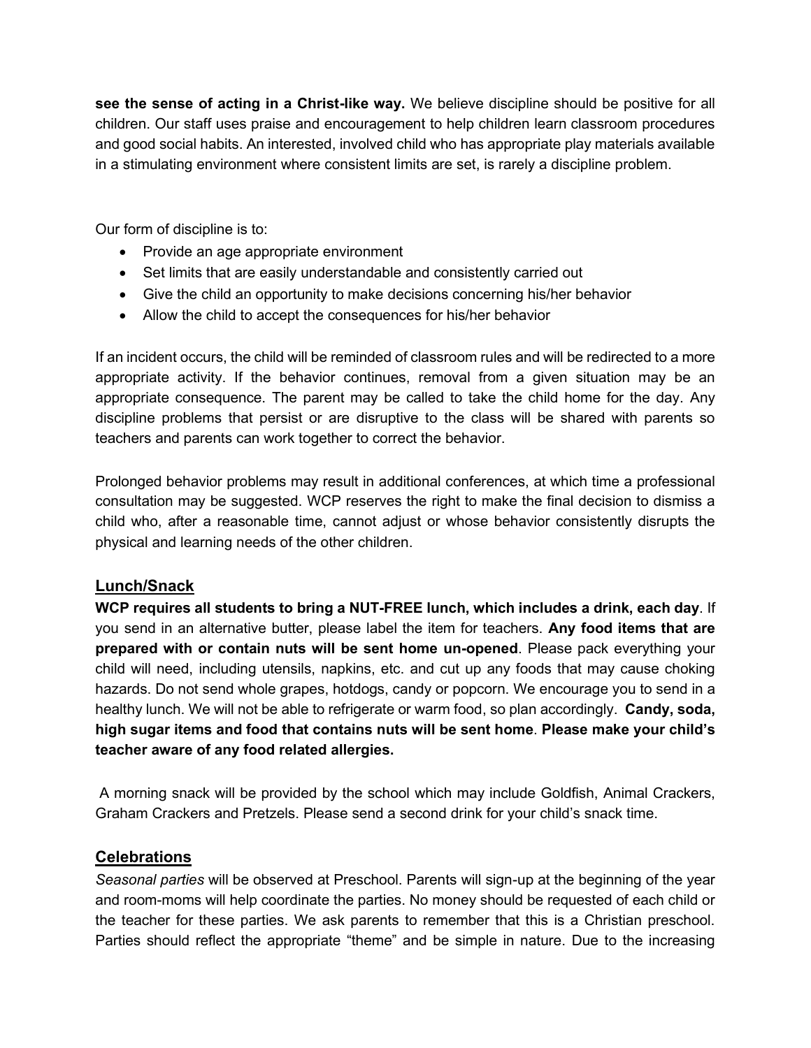**see the sense of acting in a Christ-like way.** We believe discipline should be positive for all children. Our staff uses praise and encouragement to help children learn classroom procedures and good social habits. An interested, involved child who has appropriate play materials available in a stimulating environment where consistent limits are set, is rarely a discipline problem.

Our form of discipline is to:

- Provide an age appropriate environment
- Set limits that are easily understandable and consistently carried out
- Give the child an opportunity to make decisions concerning his/her behavior
- Allow the child to accept the consequences for his/her behavior

If an incident occurs, the child will be reminded of classroom rules and will be redirected to a more appropriate activity. If the behavior continues, removal from a given situation may be an appropriate consequence. The parent may be called to take the child home for the day. Any discipline problems that persist or are disruptive to the class will be shared with parents so teachers and parents can work together to correct the behavior.

Prolonged behavior problems may result in additional conferences, at which time a professional consultation may be suggested. WCP reserves the right to make the final decision to dismiss a child who, after a reasonable time, cannot adjust or whose behavior consistently disrupts the physical and learning needs of the other children.

## Lunch/Snack

**WCP requires all students to bring a NUT-FREE lunch, which includes a drink, each day**. If you send in an alternative butter, please label the item for teachers. **Any food items that are prepared with or contain nuts will be sent home un-opened**. Please pack everything your child will need, including utensils, napkins, etc. and cut up any foods that may cause choking hazards. Do not send whole grapes, hotdogs, candy or popcorn. We encourage you to send in a healthy lunch. We will not be able to refrigerate or warm food, so plan accordingly. **Candy, soda, high sugar items and food that contains nuts will be sent home**. **Please make your child's teacher aware of any food related allergies.**

A morning snack will be provided by the school which may include Goldfish, Animal Crackers, Graham Crackers and Pretzels. Please send a second drink for your child's snack time.

## Celebrations

*Seasonal parties* will be observed at Preschool. Parents will sign-up at the beginning of the year and room-moms will help coordinate the parties. No money should be requested of each child or the teacher for these parties. We ask parents to remember that this is a Christian preschool. Parties should reflect the appropriate "theme" and be simple in nature. Due to the increasing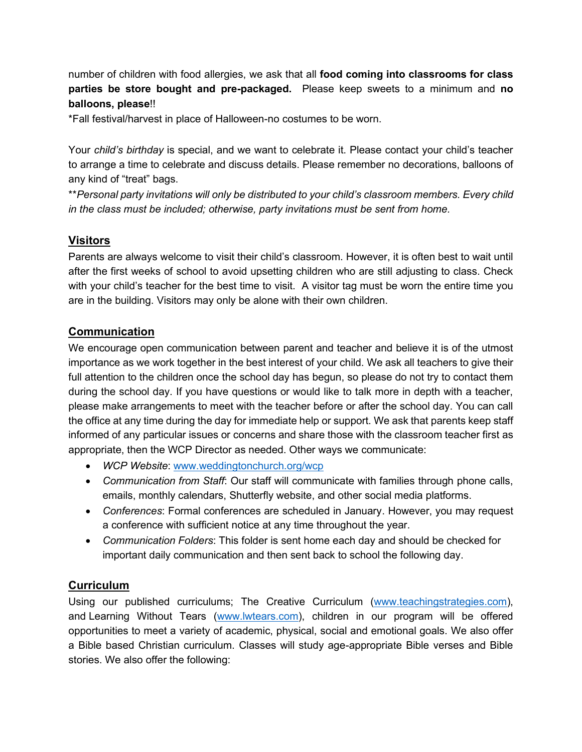number of children with food allergies, we ask that all **food coming into classrooms for class parties be store bought and pre-packaged.** Please keep sweets to a minimum and **no balloons, please**!!

*Fall festival/harvest in place of Halloween-no costumes to be worn.

Your *child's birthday* is special, and we want to celebrate it. Please contact your child's teacher to arrange a time to celebrate and discuss details. Please remember no decorations, balloons of any kind of "treat" bags.

***Personal party invitations will only be distributed to your child's classroom members. Every child in the class must be included; otherwise, party invitations must be sent from home.*

## Visitors

Parents are always welcome to visit their child's classroom. However, it is often best to wait until after the first weeks of school to avoid upsetting children who are still adjusting to class. Check with your child's teacher for the best time to visit. A visitor tag must be worn the entire time you are in the building. Visitors may only be alone with their own children.

## Communication

We encourage open communication between parent and teacher and believe it is of the utmost importance as we work together in the best interest of your child. We ask all teachers to give their full attention to the children once the school day has begun, so please do not try to contact them during the school day. If you have questions or would like to talk more in depth with a teacher, please make arrangements to meet with the teacher before or after the school day. You can call the office at any time during the day for immediate help or support. We ask that parents keep staff informed of any particular issues or concerns and share those with the classroom teacher first as appropriate, then the WCP Director as needed. Other ways we communicate:

- *WCP Website*: www.weddingtonchurch.org/wcp
- *Communication from Staff*: Our staff will communicate with families through phone calls, emails, monthly calendars, Shutterfly website, and other social media platforms.
- *Conferences*: Formal conferences are scheduled in January. However, you may request a conference with sufficient notice at any time throughout the year.
- *Communication Folders*: This folder is sent home each day and should be checked for important daily communication and then sent back to school the following day.

## Curriculum

Using our published curriculums; The Creative Curriculum (www.teachingstrategies.com), and Learning Without Tears (www.lwtears.com), children in our program will be offered opportunities to meet a variety of academic, physical, social and emotional goals. We also offer a Bible based Christian curriculum. Classes will study age-appropriate Bible verses and Bible stories. We also offer the following: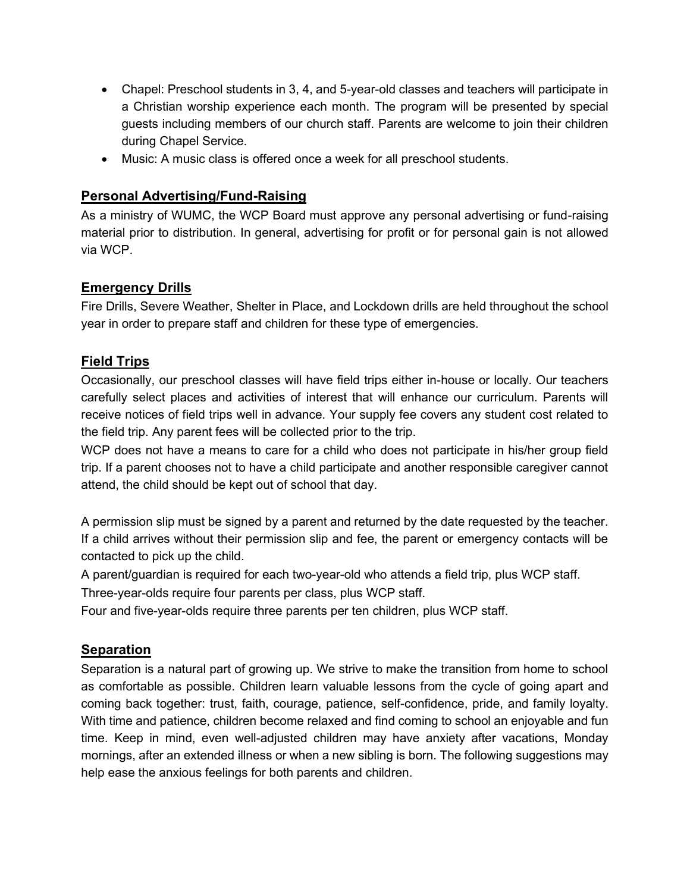- Chapel: Preschool students in 3, 4, and 5-year-old classes and teachers will participate in a Christian worship experience each month. The program will be presented by special guests including members of our church staff. Parents are welcome to join their children during Chapel Service.
- Music: A music class is offered once a week for all preschool students.

## Personal Advertising/Fund-Raising

As a ministry of WUMC, the WCP Board must approve any personal advertising or fund-raising material prior to distribution. In general, advertising for profit or for personal gain is not allowed via WCP.

## Emergency Drills

Fire Drills, Severe Weather, Shelter in Place, and Lockdown drills are held throughout the school year in order to prepare staff and children for these type of emergencies.

## Field Trips

Occasionally, our preschool classes will have field trips either in-house or locally. Our teachers carefully select places and activities of interest that will enhance our curriculum. Parents will receive notices of field trips well in advance. Your supply fee covers any student cost related to the field trip. Any parent fees will be collected prior to the trip.

WCP does not have a means to care for a child who does not participate in his/her group field trip. If a parent chooses not to have a child participate and another responsible caregiver cannot attend, the child should be kept out of school that day.

A permission slip must be signed by a parent and returned by the date requested by the teacher. If a child arrives without their permission slip and fee, the parent or emergency contacts will be contacted to pick up the child.

A parent/guardian is required for each two-year-old who attends a field trip, plus WCP staff.

Three-year-olds require four parents per class, plus WCP staff.

Four and five-year-olds require three parents per ten children, plus WCP staff.

## Separation

Separation is a natural part of growing up. We strive to make the transition from home to school as comfortable as possible. Children learn valuable lessons from the cycle of going apart and coming back together: trust, faith, courage, patience, self-confidence, pride, and family loyalty. With time and patience, children become relaxed and find coming to school an enjoyable and fun time. Keep in mind, even well-adjusted children may have anxiety after vacations, Monday mornings, after an extended illness or when a new sibling is born. The following suggestions may help ease the anxious feelings for both parents and children.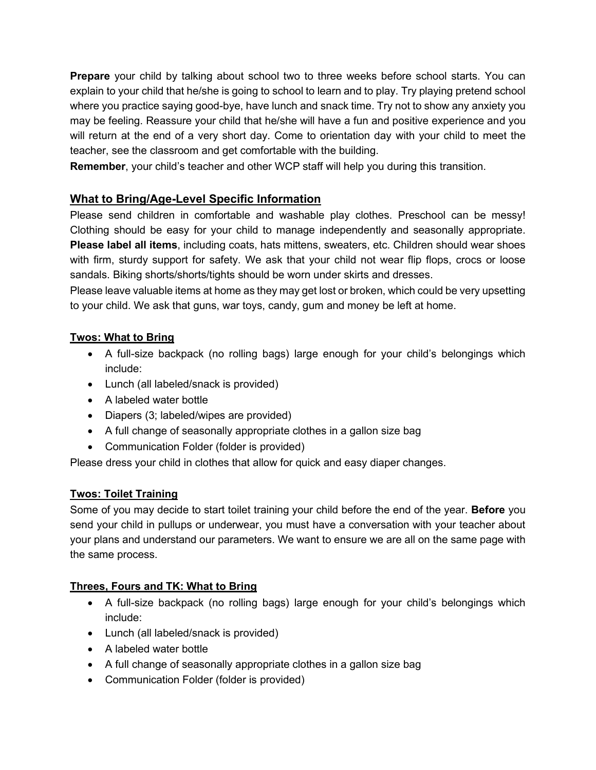**Prepare** your child by talking about school two to three weeks before school starts. You can explain to your child that he/she is going to school to learn and to play. Try playing pretend school where you practice saying good-bye, have lunch and snack time. Try not to show any anxiety you may be feeling. Reassure your child that he/she will have a fun and positive experience and you will return at the end of a very short day. Come to orientation day with your child to meet the teacher, see the classroom and get comfortable with the building.

**Remember**, your child's teacher and other WCP staff will help you during this transition.

## What to Bring/Age-Level Specific Information

Please send children in comfortable and washable play clothes. Preschool can be messy! Clothing should be easy for your child to manage independently and seasonally appropriate. **Please label all items**, including coats, hats mittens, sweaters, etc. Children should wear shoes with firm, sturdy support for safety. We ask that your child not wear flip flops, crocs or loose sandals. Biking shorts/shorts/tights should be worn under skirts and dresses.

Please leave valuable items at home as they may get lost or broken, which could be very upsetting to your child. We ask that guns, war toys, candy, gum and money be left at home.

### Twos: What to Bring

- A full-size backpack (no rolling bags) large enough for your child's belongings which include:
- Lunch (all labeled/snack is provided)
- A labeled water bottle
- Diapers (3; labeled/wipes are provided)
- A full change of seasonally appropriate clothes in a gallon size bag
- Communication Folder (folder is provided)

Please dress your child in clothes that allow for quick and easy diaper changes.

### Twos: Toilet Training

Some of you may decide to start toilet training your child before the end of the year. **Before** you send your child in pullups or underwear, you must have a conversation with your teacher about your plans and understand our parameters. We want to ensure we are all on the same page with the same process.

### Threes, Fours and TK: What to Bring

- A full-size backpack (no rolling bags) large enough for your child's belongings which include:
- Lunch (all labeled/snack is provided)
- A labeled water bottle
- A full change of seasonally appropriate clothes in a gallon size bag
- Communication Folder (folder is provided)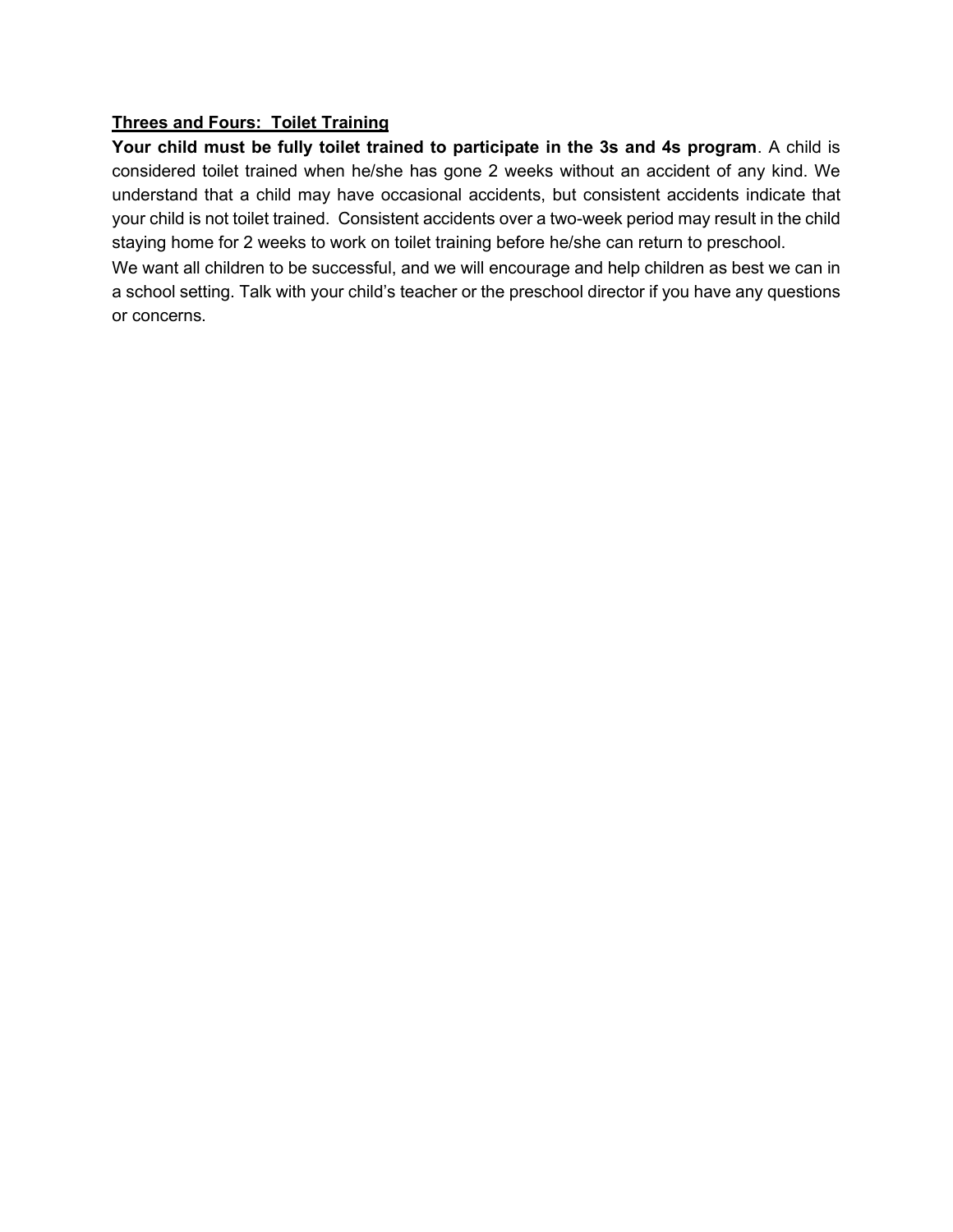**Threes and Fours: Toilet Training**

**Your child must be fully toilet trained to participate in the 3s and 4s program**. A child is considered toilet trained when he/she has gone 2 weeks without an accident of any kind. We understand that a child may have occasional accidents, but consistent accidents indicate that your child is not toilet trained. Consistent accidents over a two-week period may result in the child staying home for 2 weeks to work on toilet training before he/she can return to preschool.

We want all children to be successful, and we will encourage and help children as best we can in a school setting. Talk with your child's teacher or the preschool director if you have any questions or concerns.